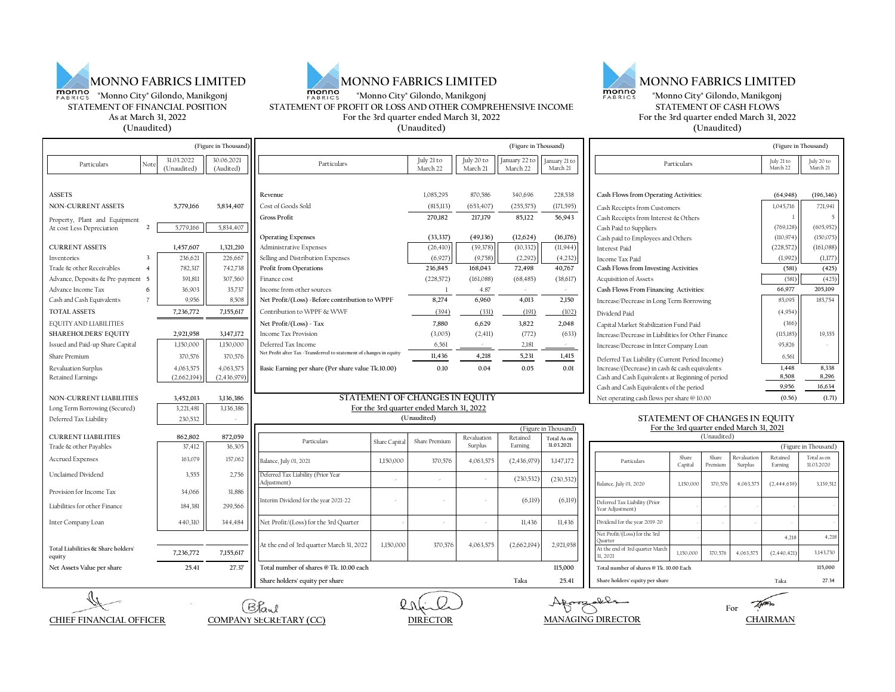# MONNO FABRICS LIMITED

"Monno City" Gilondo, Manikgonj

## STATEMENT OF FINANCIAL POSITION

As at March 31, 2022

(Unaudited)

(Figure in Thousand)

| Particulars | Note | 31.03.2022 (Unaudited) | 30.06.2021 (Audited) |
|---|---|---|---|
| **ASSETS** | | | |
| **NON-CURRENT ASSETS** | | **5,779,166** | **5,834,407** |
| Property, Plant and Equipment At cost Less Depreciation | 2 | 5,779,166 | 5,834,407 |
| **CURRENT ASSETS** | | **1,457,607** | **1,321,210** |
| Inventories | 3 | 236,621 | 226,667 |
| Trade & other Receivables | 4 | 782,317 | 742,738 |
| Advance, Deposits & Pre-payment | 5 | 391,811 | 307,560 |
| Advance Income Tax | 6 | 36,903 | 35,737 |
| Cash and Cash Equivalents | 7 | 9,956 | 8,508 |
| **TOTAL ASSETS** | | **7,236,772** | **7,155,617** |
| EQUITY AND LIABILITIES | | | |
| **SHAREHOLDERS' EQUITY** | | **2,921,958** | **3,147,172** |
| Issued and Paid-up Share Capital | | 1,150,000 | 1,150,000 |
| Share Premium | | 370,576 | 370,576 |
| Revaluation Surplus | | 4,063,575 | 4,063,575 |
| Retained Earnings | | (2,662,194) | (2,436,979) |
| **NON-CURRENT LIABILITIES** | | **3,452,013** | **3,136,386** |
| Long Term Borrowing (Secured) | | 3,221,481 | 3,136,386 |
| Deferred Tax Liability | | 230,532 | - |
| **CURRENT LIABILITIES** | | **862,802** | **872,059** |
| Trade & other Payables | | 37,412 | 36,305 |
| Accrued Expenses | | 163,079 | 157,062 |
| Unclaimed Dividend | | 3,555 | 2,756 |
| Provision for Income Tax | | 34,066 | 31,886 |
| Liabilities for other Finance | | 184,381 | 299,566 |
| Inter Company Loan | | 440,310 | 344,484 |
| Total Liabilities & Share holders' equity | | 7,236,772 | 7,155,617 |
| **Net Assets Value per share** | | **25.41** | **27.37** |

# MONNO FABRICS LIMITED

"Monno City" Gilondo, Manikgonj

## STATEMENT OF PROFIT OR LOSS AND OTHER COMPREHENSIVE INCOME

For the 3rd quarter ended March 31, 2022

(Unaudited)

(Figure in Thousand)

| Particulars | July 21 to March 22 | July 20 to March 21 | January 22 to March 22 | January 21 to March 21 |
|---|---|---|---|---|
| Revenue | 1,085,295 | 870,586 | 340,696 | 228,538 |
| Cost of Goods Sold | (815,113) | (653,407) | (255,575) | (171,595) |
| **Gross Profit** | **270,182** | **217,179** | **85,122** | **56,943** |
| **Operating Expenses** | **(33,337)** | **(49,136)** | **(12,624)** | **(16,176)** |
| Administrative Expenses | (26,410) | (39,378) | (10,332) | (11,944) |
| Selling and Distribution Expenses | (6,927) | (9,758) | (2,292) | (4,232) |
| **Profit from Operations** | **236,845** | **168,043** | **72,498** | **40,767** |
| Finance cost | (228,572) | (161,088) | (68,485) | (38,617) |
| Income from other sources | 1 | 4.87 | - | - |
| **Net Profit/(Loss) -Before contribution to WPPF** | **8,274** | **6,960** | **4,013** | **2,150** |
| Contribution to WPPF & WWF | (394) | (331) | (191) | (102) |
| **Net Profit/(Loss) - Tax** | **7,880** | **6,629** | **3,822** | **2,048** |
| Income Tax Provision | (3,005) | (2,411) | (772) | (633) |
| Deferred Tax Income | 6,561 | - | 2,181 | - |
| Net Profit after Tax -Transferred to statement of changes in equity | **11,436** | **4,218** | **5,231** | **1,415** |
| **Basic Earning per share (Per share value Tk.10.00)** | **0.10** | **0.04** | **0.05** | **0.01** |

## STATEMENT OF CHANGES IN EQUITY

For the 3rd quarter ended March 31, 2022

(Unaudited)

(Figure in Thousand)

| Particulars | Share Capital | Share Premium | Revaluation Surplus | Retained Earning | Total As on 31.03.2021 |
|---|---|---|---|---|---|
| Balance, July 01, 2021 | 1,150,000 | 370,576 | 4,063,575 | (2,436,979) | 3,147,172 |
| Deferred Tax Liability (Prior Year Adjustment) | - | - | - | (230,532) | (230,532) |
| Interim Dividend for the year 2021-22 | - | - | - | (6,119) | (6,119) |
| Net Profit/(Loss) for the 3rd Quarter | - | - | - | 11,436 | 11,436 |
| At the end of 3rd quarter March 31, 2022 | 1,150,000 | 370,576 | 4,063,575 | (2,662,194) | 2,921,958 |
| **Total number of shares @ Tk. 10.00 each** | | | | | **115,000** |
| **Share holders' equity per share** | | | | Taka | **25.41** |

# MONNO FABRICS LIMITED

"Monno City" Gilondo, Manikgonj

## STATEMENT OF CASH FLOWS

For the 3rd quarter ended March 31, 2022

(Unaudited)

(Figure in Thousand)

| Particulars | July 21 to March 22 | July 20 to March 21 |
|---|---|---|
| **Cash Flows from Operating Activities:** | **(64,948)** | **(196,346)** |
| Cash Receipts from Customers | 1,045,716 | 721,941 |
| Cash Receipts from Interest & Others | 1 | 5 |
| Cash Paid to Suppliers | (769,128) | (605,952) |
| Cash paid to Employees and Others | (110,974) | (150,075) |
| Interest Paid | (228,572) | (161,088) |
| Income Tax Paid | (1,992) | (1,177) |
| **Cash Flows from Investing Activities** | **(581)** | **(425)** |
| Acquisition of Assets | (581) | (425) |
| **Cash Flows From Financing Activities:** | **66,977** | **205,109** |
| Increase/Decrease in Long Term Borrowing | 85,095 | 185,754 |
| Dividend Paid | (4,954) | |
| Capital Market Stabilization Fund Paid | (366) | |
| Increase/Decrease in Liabilities for Other Finance | (115,185) | 19,355 |
| Increase/Decrease in Inter Company Loan | 95,826 | - |
| Deferred Tax Liability (Current Period Income) | 6,561 | |
| Increase/(Decrease) in cash & cash equivalents | 1,448 | 8,338 |
| Cash and Cash Equivalents at Beginning of period | 8,508 | 8,296 |
| Cash and Cash Equivalents of the period | 9,956 | 16,634 |
| Net operating cash flows per share @ 10.00 | **(0.56)** | **(1.71)** |

## STATEMENT OF CHANGES IN EQUITY

For the 3rd quarter ended March 31, 2021

(Unaudited)

(Figure in Thousand)

| Particulars | Share Capital | Share Premium | Revaluation Surplus | Retained Earning | Total as on 31.03.2020 |
|---|---|---|---|---|---|
| Balance, July 01, 2020 | 1,150,000 | 370,576 | 4,063,575 | (2,444,639) | 3,139,512 |
| Deferred Tax Liability (Prior Year Adjustment) | - | - | - | - | - |
| Dividend for the year 2019-20 | - | - | - | - | - |
| Net Profit/(Loss) for the 3rd Quarter | | | | 4,218 | 4,218 |
| At the end of 3rd quarter March 31, 2021 | 1,150,000 | 370,576 | 4,063,575 | (2,440,421) | 3,143,730 |
| **Total number of shares @ Tk. 10.00 Each** | | | | | **115,000** |
| **Share holders' equity per share** | | | | Taka | **27.34** |

CHIEF FINANCIAL OFFICER | COMPANY SECRETARY (CC) | DIRECTOR | MANAGING DIRECTOR | For CHAIRMAN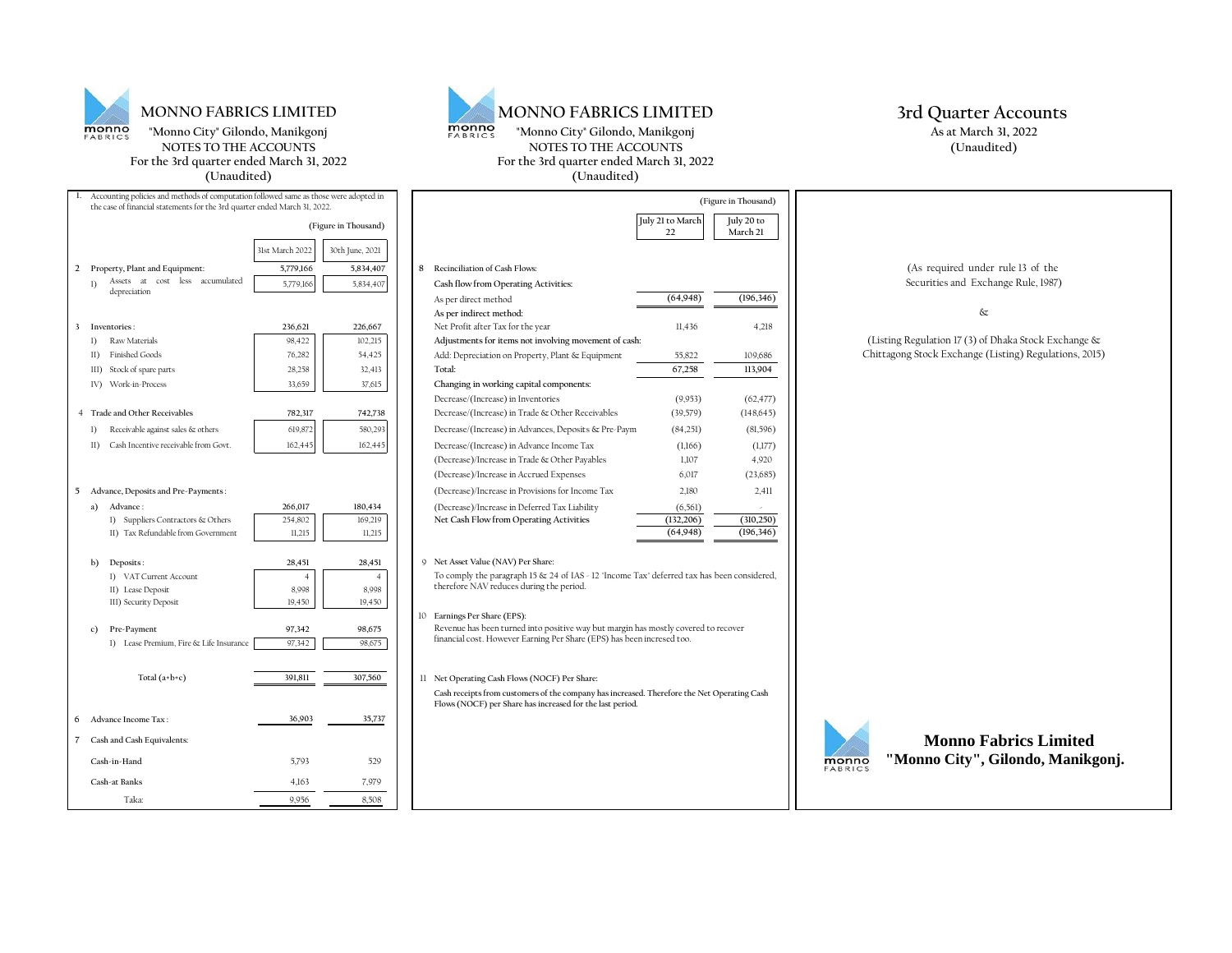# MONNO FABRICS LIMITED

"Monno City" Gilondo, Manikgonj

NOTES TO THE ACCOUNTS

For the 3rd quarter ended March 31, 2022

(Unaudited)

1. Accounting policies and methods of computation followed same as those were adopted in the case of financial statements for the 3rd quarter ended March 31, 2022.

(Figure in Thousand)

| | | 31st March 2022 | 30th June, 2021 |
|---|---|---|---|
| 2 | **Property, Plant and Equipment:** | **5,779,166** | **5,834,407** |
| I) | Assets at cost less accumulated depreciation | 5,779,166 | 5,834,407 |
| 3 | **Inventories:** | **236,621** | **226,667** |
| I) | Raw Materials | 98,422 | 102,215 |
| II) | Finished Goods | 76,282 | 54,425 |
| III) | Stock of spare parts | 28,258 | 32,413 |
| IV) | Work-in-Process | 33,659 | 37,615 |
| 4 | **Trade and Other Receivables** | **782,317** | **742,738** |
| I) | Receivable against sales & others | 619,872 | 580,293 |
| II) | Cash Incentive receivable from Govt. | 162,445 | 162,445 |
| 5 | **Advance, Deposits and Pre-Payments:** | | |
| a) | **Advance:** | **266,017** | **180,434** |
| | I) Suppliers Contractors & Others | 254,802 | 169,219 |
| | II) Tax Refundable from Government | 11,215 | 11,215 |
| b) | **Deposits:** | **28,451** | **28,451** |
| | I) VAT Current Account | 4 | 4 |
| | II) Lease Deposit | 8,998 | 8,998 |
| | III) Security Deposit | 19,450 | 19,450 |
| c) | **Pre-Payment** | **97,342** | **98,675** |
| | I) Lease Premium, Fire & Life Insurance | 97,342 | 98,675 |
| | Total (a+b+c) | 391,811 | 307,560 |
| 6 | **Advance Income Tax:** | **36,903** | **35,737** |
| 7 | **Cash and Cash Equivalents:** | | |
| | Cash-in-Hand | 5,793 | 529 |
| | Cash-at Banks | 4,163 | 7,979 |
| | Taka: | 9,956 | 8,508 |

(Figure in Thousand)

| | | July 21 to March 22 | July 20 to March 21 |
|---|---|---|---|
| 8 | **Reconciliation of Cash Flows:** | | |
| | **Cash flow from Operating Activities:** | | |
| | As per direct method | (64,948) | (196,346) |
| | **As per indirect method:** | | |
| | Net Profit after Tax for the year | 11,436 | 4,218 |
| | **Adjustments for items not involving movement of cash:** | | |
| | Add: Depreciation on Property, Plant & Equipment | 55,822 | 109,686 |
| | **Total:** | **67,258** | **113,904** |
| | **Changing in working capital components:** | | |
| | Decrease/(Increase) in Inventories | (9,953) | (62,477) |
| | Decrease/(Increase) in Trade & Other Receivables | (39,579) | (148,645) |
| | Decrease/(Increase) in Advances, Deposits & Pre-Paym | (84,251) | (81,596) |
| | Decrease/(Increase) in Advance Income Tax | (1,166) | (1,177) |
| | (Decrease)/Increase in Trade & Other Payables | 1,107 | 4,920 |
| | (Decrease)/Increase in Accrued Expenses | 6,017 | (23,685) |
| | (Decrease)/Increase in Provisions for Income Tax | 2,180 | 2,411 |
| | (Decrease)/Increase in Deferred Tax Liability | (6,561) | - |
| | **Net Cash Flow from Operating Activities** | **(132,206)** | **(310,250)** |
| | | **(64,948)** | **(196,346)** |

9 Net Asset Value (NAV) Per Share:

To comply the paragraph 15 & 24 of IAS - 12 'Income Tax' deferred tax has been considered, therefore NAV reduces during the period.

10 Earnings Per Share (EPS):

Revenue has been turned into positive way but margin has mostly covered to recover financial cost. However Earning Per Share (EPS) has been incresed too.

11 Net Operating Cash Flows (NOCF) Per Share:

Cash receipts from customers of the company has increased. Therefore the Net Operating Cash Flows (NOCF) per Share has increased for the last period.

# 3rd Quarter Accounts

As at March 31, 2022

(Unaudited)

(As required under rule 13 of the Securities and Exchange Rule, 1987)

&

(Listing Regulation 17 (3) of Dhaka Stock Exchange & Chittagong Stock Exchange (Listing) Regulations, 2015)

**Monno Fabrics Limited**

**"Monno City", Gilondo, Manikgonj.**